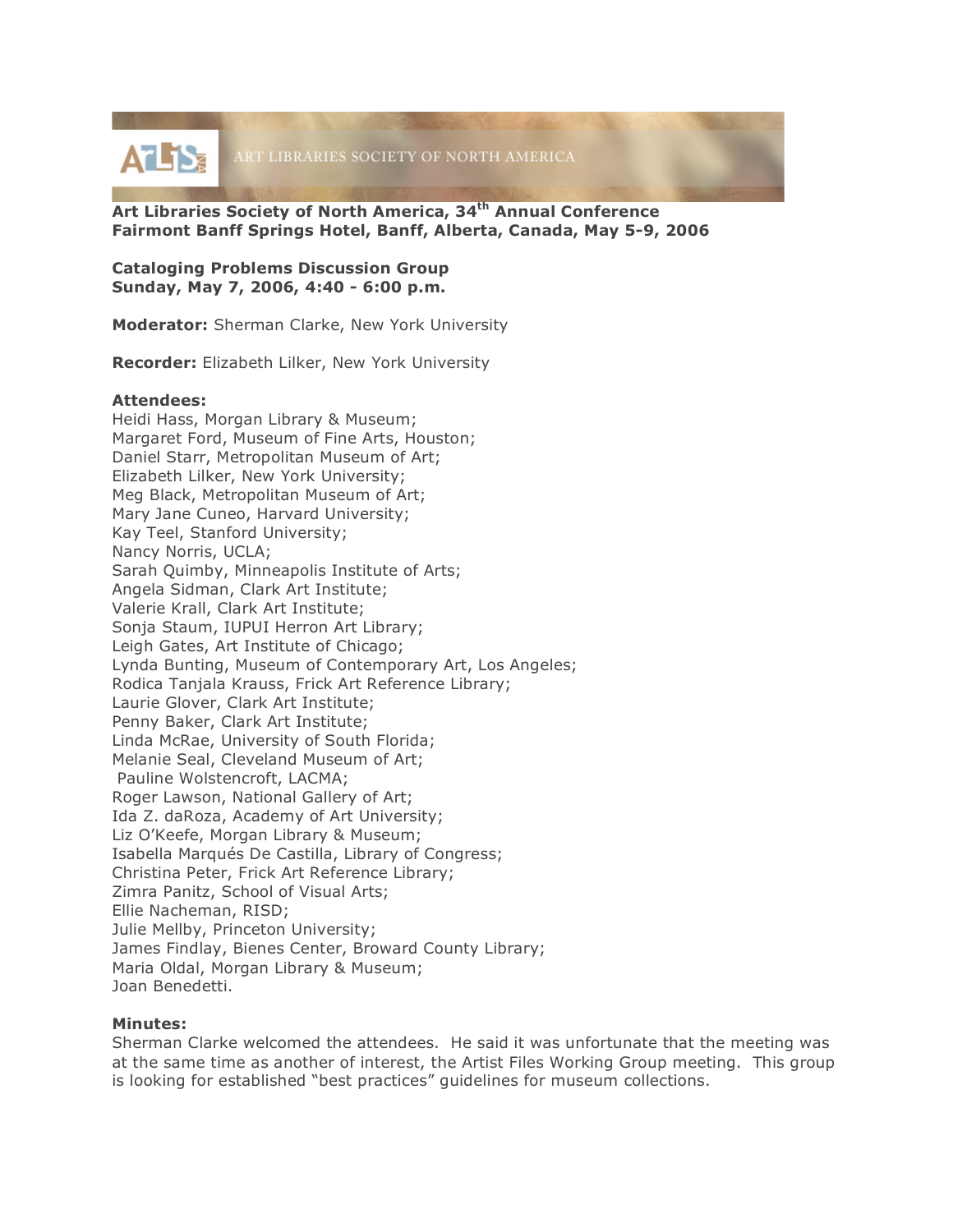ART LIBRARIES SOCIETY OF NORTH AMERICA

**Art Libraries Society of North America, 34th Annual Conference**
**Fairmont Banff Springs Hotel, Banff, Alberta, Canada, May 5-9, 2006**

**Cataloging Problems Discussion Group**
**Sunday, May 7, 2006, 4:40 - 6:00 p.m.**

**Moderator:** Sherman Clarke, New York University

**Recorder:** Elizabeth Lilker, New York University

**Attendees:**
Heidi Hass, Morgan Library & Museum;
Margaret Ford, Museum of Fine Arts, Houston;
Daniel Starr, Metropolitan Museum of Art;
Elizabeth Lilker, New York University;
Meg Black, Metropolitan Museum of Art;
Mary Jane Cuneo, Harvard University;
Kay Teel, Stanford University;
Nancy Norris, UCLA;
Sarah Quimby, Minneapolis Institute of Arts;
Angela Sidman, Clark Art Institute;
Valerie Krall, Clark Art Institute;
Sonja Staum, IUPUI Herron Art Library;
Leigh Gates, Art Institute of Chicago;
Lynda Bunting, Museum of Contemporary Art, Los Angeles;
Rodica Tanjala Krauss, Frick Art Reference Library;
Laurie Glover, Clark Art Institute;
Penny Baker, Clark Art Institute;
Linda McRae, University of South Florida;
Melanie Seal, Cleveland Museum of Art;
Pauline Wolstencroft, LACMA;
Roger Lawson, National Gallery of Art;
Ida Z. daRoza, Academy of Art University;
Liz O'Keefe, Morgan Library & Museum;
Isabella Marqués De Castilla, Library of Congress;
Christina Peter, Frick Art Reference Library;
Zimra Panitz, School of Visual Arts;
Ellie Nacheman, RISD;
Julie Mellby, Princeton University;
James Findlay, Bienes Center, Broward County Library;
Maria Oldal, Morgan Library & Museum;
Joan Benedetti.

**Minutes:**
Sherman Clarke welcomed the attendees. He said it was unfortunate that the meeting was at the same time as another of interest, the Artist Files Working Group meeting. This group is looking for established "best practices" guidelines for museum collections.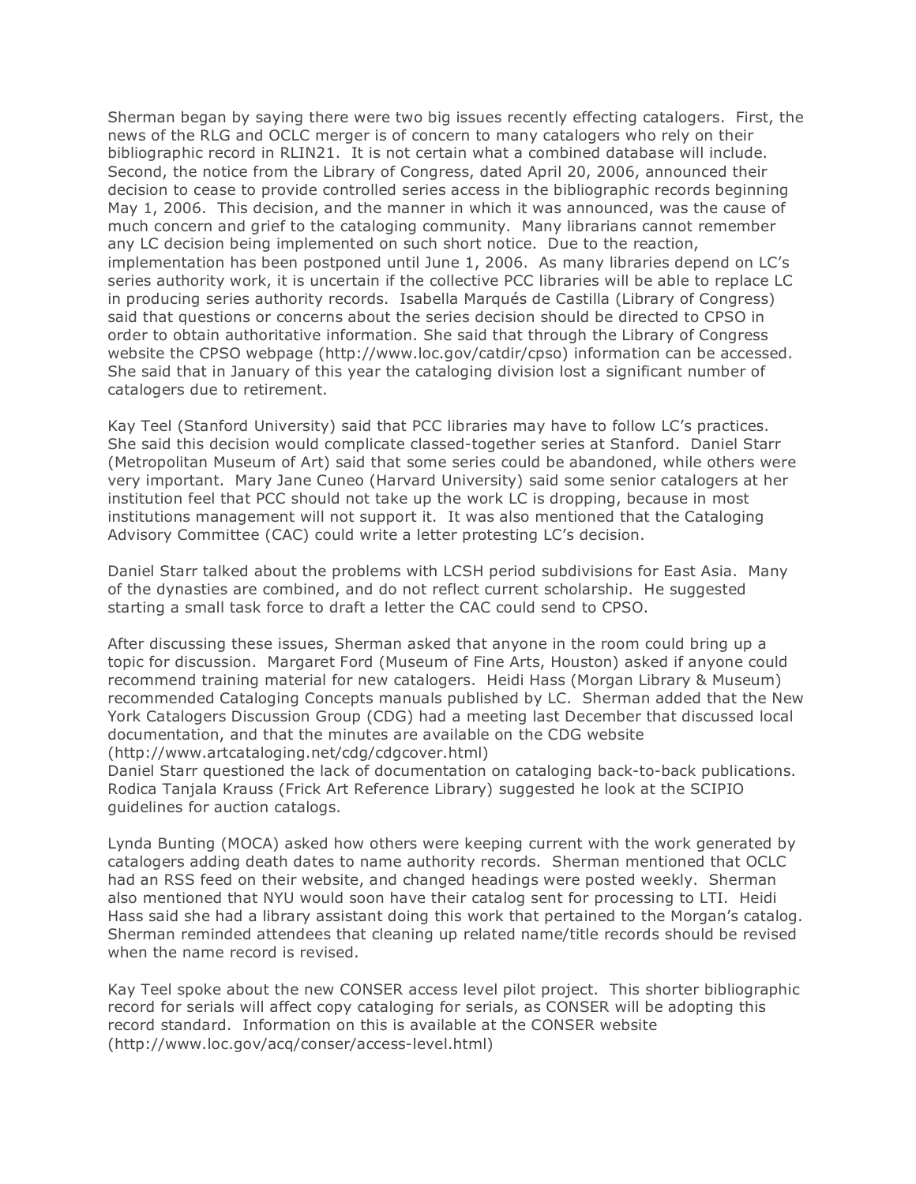Sherman began by saying there were two big issues recently effecting catalogers. First, the news of the RLG and OCLC merger is of concern to many catalogers who rely on their bibliographic record in RLIN21. It is not certain what a combined database will include. Second, the notice from the Library of Congress, dated April 20, 2006, announced their decision to cease to provide controlled series access in the bibliographic records beginning May 1, 2006. This decision, and the manner in which it was announced, was the cause of much concern and grief to the cataloging community. Many librarians cannot remember any LC decision being implemented on such short notice. Due to the reaction, implementation has been postponed until June 1, 2006. As many libraries depend on LC's series authority work, it is uncertain if the collective PCC libraries will be able to replace LC in producing series authority records. Isabella Marqués de Castilla (Library of Congress) said that questions or concerns about the series decision should be directed to CPSO in order to obtain authoritative information. She said that through the Library of Congress website the CPSO webpage (http://www.loc.gov/catdir/cpso) information can be accessed. She said that in January of this year the cataloging division lost a significant number of catalogers due to retirement.

Kay Teel (Stanford University) said that PCC libraries may have to follow LC's practices. She said this decision would complicate classed-together series at Stanford. Daniel Starr (Metropolitan Museum of Art) said that some series could be abandoned, while others were very important. Mary Jane Cuneo (Harvard University) said some senior catalogers at her institution feel that PCC should not take up the work LC is dropping, because in most institutions management will not support it. It was also mentioned that the Cataloging Advisory Committee (CAC) could write a letter protesting LC's decision.

Daniel Starr talked about the problems with LCSH period subdivisions for East Asia. Many of the dynasties are combined, and do not reflect current scholarship. He suggested starting a small task force to draft a letter the CAC could send to CPSO.

After discussing these issues, Sherman asked that anyone in the room could bring up a topic for discussion. Margaret Ford (Museum of Fine Arts, Houston) asked if anyone could recommend training material for new catalogers. Heidi Hass (Morgan Library & Museum) recommended Cataloging Concepts manuals published by LC. Sherman added that the New York Catalogers Discussion Group (CDG) had a meeting last December that discussed local documentation, and that the minutes are available on the CDG website (http://www.artcataloging.net/cdg/cdgcover.html)
Daniel Starr questioned the lack of documentation on cataloging back-to-back publications. Rodica Tanjala Krauss (Frick Art Reference Library) suggested he look at the SCIPIO guidelines for auction catalogs.

Lynda Bunting (MOCA) asked how others were keeping current with the work generated by catalogers adding death dates to name authority records. Sherman mentioned that OCLC had an RSS feed on their website, and changed headings were posted weekly. Sherman also mentioned that NYU would soon have their catalog sent for processing to LTI. Heidi Hass said she had a library assistant doing this work that pertained to the Morgan's catalog. Sherman reminded attendees that cleaning up related name/title records should be revised when the name record is revised.

Kay Teel spoke about the new CONSER access level pilot project. This shorter bibliographic record for serials will affect copy cataloging for serials, as CONSER will be adopting this record standard. Information on this is available at the CONSER website (http://www.loc.gov/acq/conser/access-level.html)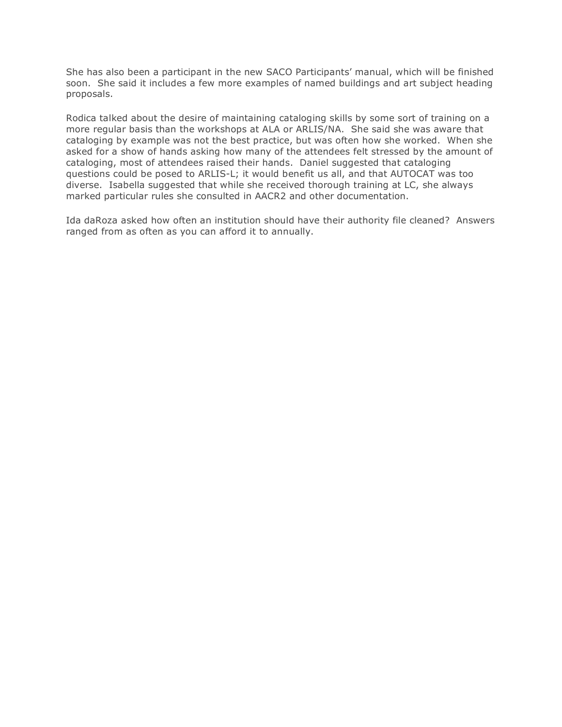She has also been a participant in the new SACO Participants' manual, which will be finished soon. She said it includes a few more examples of named buildings and art subject heading proposals.

Rodica talked about the desire of maintaining cataloging skills by some sort of training on a more regular basis than the workshops at ALA or ARLIS/NA. She said she was aware that cataloging by example was not the best practice, but was often how she worked. When she asked for a show of hands asking how many of the attendees felt stressed by the amount of cataloging, most of attendees raised their hands. Daniel suggested that cataloging questions could be posed to ARLIS-L; it would benefit us all, and that AUTOCAT was too diverse. Isabella suggested that while she received thorough training at LC, she always marked particular rules she consulted in AACR2 and other documentation.

Ida daRoza asked how often an institution should have their authority file cleaned? Answers ranged from as often as you can afford it to annually.